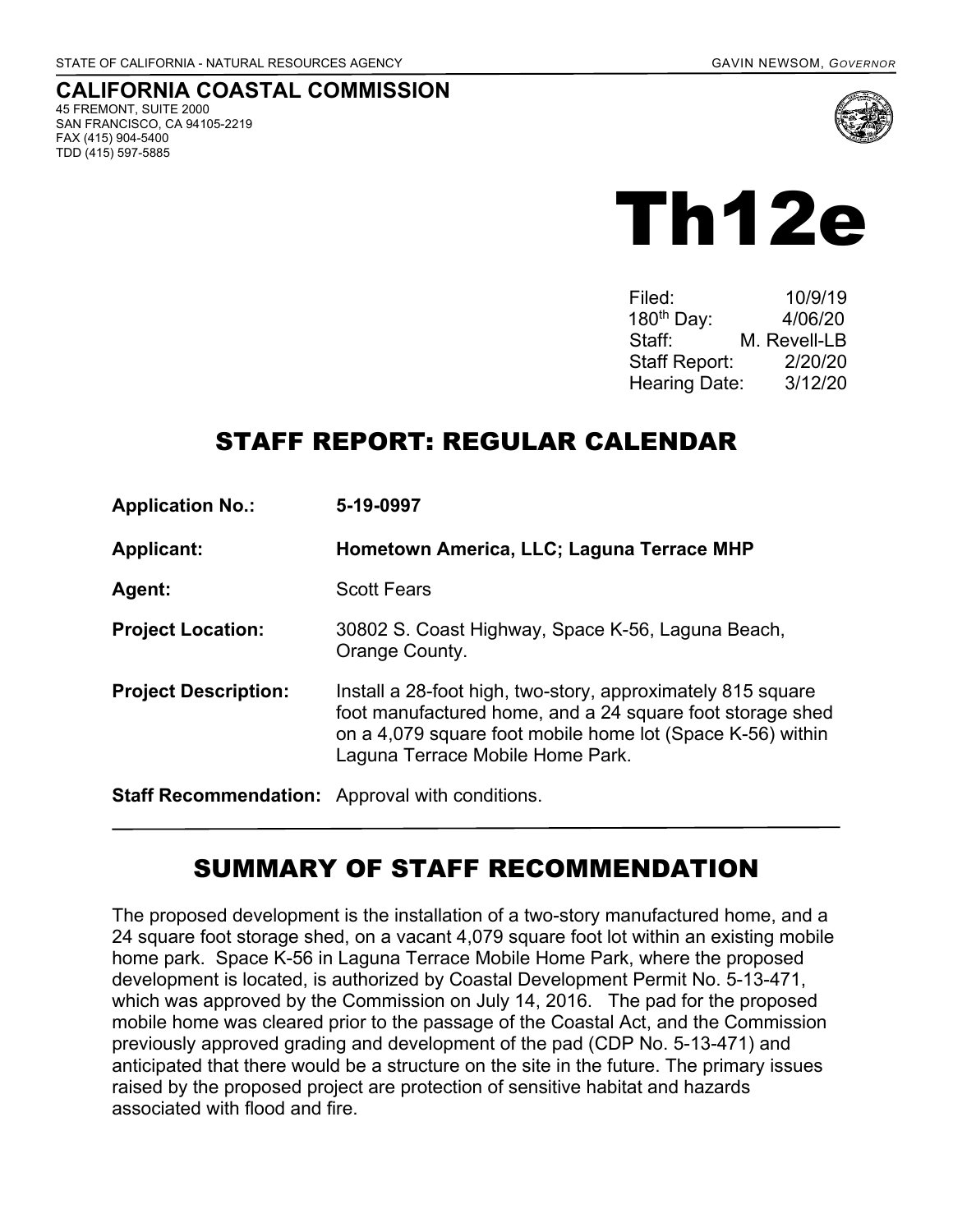STATE OF CALIFORNIA - NATURAL RESOURCES AGENCY GAVIN NEWSOM, *GOVERNOR*

**CALIFORNIA COASTAL COMMISSION**
45 FREMONT, SUITE 2000
SAN FRANCISCO, CA 94105-2219
FAX (415) 904-5400
TDD (415) 597-5885

# Th12e

Filed: 10/9/19
180th Day: 4/06/20
Staff: M. Revell-LB
Staff Report: 2/20/20
Hearing Date: 3/12/20

## STAFF REPORT: REGULAR CALENDAR

**Application No.:** **5-19-0997**

**Applicant:** **Hometown America, LLC; Laguna Terrace MHP**

**Agent:** Scott Fears

**Project Location:** 30802 S. Coast Highway, Space K-56, Laguna Beach, Orange County.

**Project Description:** Install a 28-foot high, two-story, approximately 815 square foot manufactured home, and a 24 square foot storage shed on a 4,079 square foot mobile home lot (Space K-56) within Laguna Terrace Mobile Home Park.

**Staff Recommendation:** Approval with conditions.

## SUMMARY OF STAFF RECOMMENDATION

The proposed development is the installation of a two-story manufactured home, and a 24 square foot storage shed, on a vacant 4,079 square foot lot within an existing mobile home park. Space K-56 in Laguna Terrace Mobile Home Park, where the proposed development is located, is authorized by Coastal Development Permit No. 5-13-471, which was approved by the Commission on July 14, 2016. The pad for the proposed mobile home was cleared prior to the passage of the Coastal Act, and the Commission previously approved grading and development of the pad (CDP No. 5-13-471) and anticipated that there would be a structure on the site in the future. The primary issues raised by the proposed project are protection of sensitive habitat and hazards associated with flood and fire.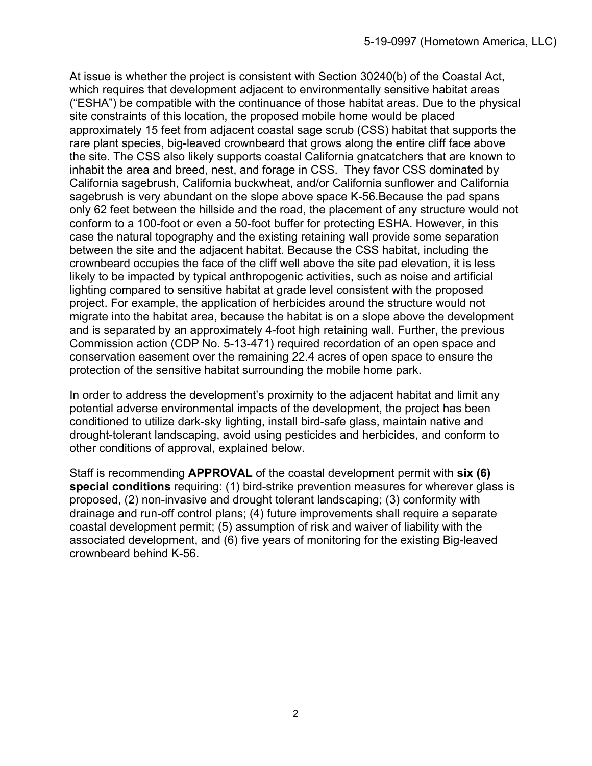At issue is whether the project is consistent with Section 30240(b) of the Coastal Act, which requires that development adjacent to environmentally sensitive habitat areas ("ESHA") be compatible with the continuance of those habitat areas. Due to the physical site constraints of this location, the proposed mobile home would be placed approximately 15 feet from adjacent coastal sage scrub (CSS) habitat that supports the rare plant species, big-leaved crownbeard that grows along the entire cliff face above the site. The CSS also likely supports coastal California gnatcatchers that are known to inhabit the area and breed, nest, and forage in CSS. They favor CSS dominated by California sagebrush, California buckwheat, and/or California sunflower and California sagebrush is very abundant on the slope above space K-56.Because the pad spans only 62 feet between the hillside and the road, the placement of any structure would not conform to a 100-foot or even a 50-foot buffer for protecting ESHA. However, in this case the natural topography and the existing retaining wall provide some separation between the site and the adjacent habitat. Because the CSS habitat, including the crownbeard occupies the face of the cliff well above the site pad elevation, it is less likely to be impacted by typical anthropogenic activities, such as noise and artificial lighting compared to sensitive habitat at grade level consistent with the proposed project. For example, the application of herbicides around the structure would not migrate into the habitat area, because the habitat is on a slope above the development and is separated by an approximately 4-foot high retaining wall. Further, the previous Commission action (CDP No. 5-13-471) required recordation of an open space and conservation easement over the remaining 22.4 acres of open space to ensure the protection of the sensitive habitat surrounding the mobile home park.

In order to address the development's proximity to the adjacent habitat and limit any potential adverse environmental impacts of the development, the project has been conditioned to utilize dark-sky lighting, install bird-safe glass, maintain native and drought-tolerant landscaping, avoid using pesticides and herbicides, and conform to other conditions of approval, explained below.

Staff is recommending **APPROVAL** of the coastal development permit with **six (6) special conditions** requiring: (1) bird-strike prevention measures for wherever glass is proposed, (2) non-invasive and drought tolerant landscaping; (3) conformity with drainage and run-off control plans; (4) future improvements shall require a separate coastal development permit; (5) assumption of risk and waiver of liability with the associated development, and (6) five years of monitoring for the existing Big-leaved crownbeard behind K-56.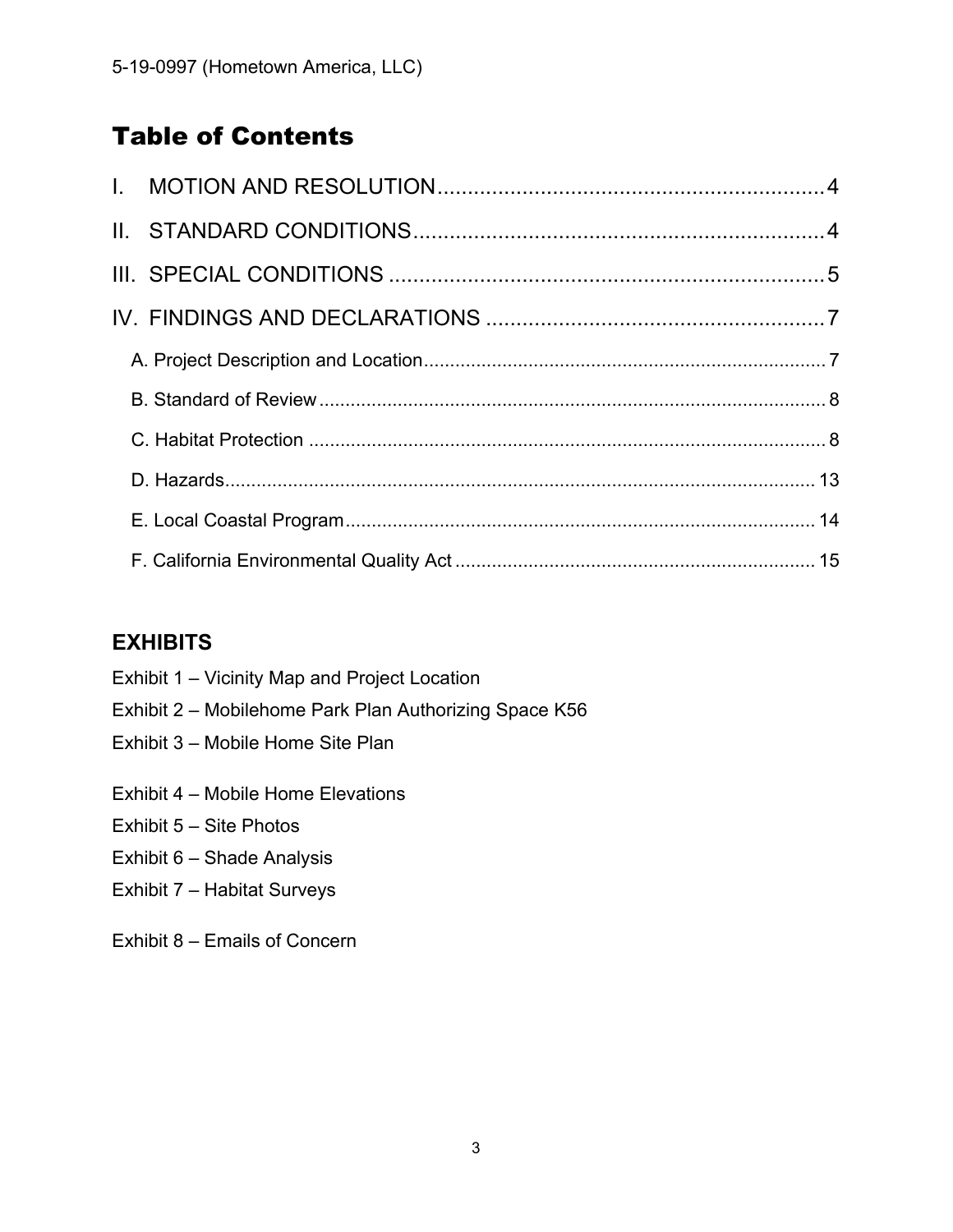# Table of Contents

I. MOTION AND RESOLUTION....................................................4

II. STANDARD CONDITIONS....................................................4

III. SPECIAL CONDITIONS....................................................5

IV. FINDINGS AND DECLARATIONS....................................................7

- A. Project Description and Location....................................................7
- B. Standard of Review....................................................8
- C. Habitat Protection....................................................8
- D. Hazards....................................................13
- E. Local Coastal Program....................................................14
- F. California Environmental Quality Act....................................................15

## EXHIBITS

Exhibit 1 – Vicinity Map and Project Location

Exhibit 2 – Mobilehome Park Plan Authorizing Space K56

Exhibit 3 – Mobile Home Site Plan

Exhibit 4 – Mobile Home Elevations

Exhibit 5 – Site Photos

Exhibit 6 – Shade Analysis

Exhibit 7 – Habitat Surveys

Exhibit 8 – Emails of Concern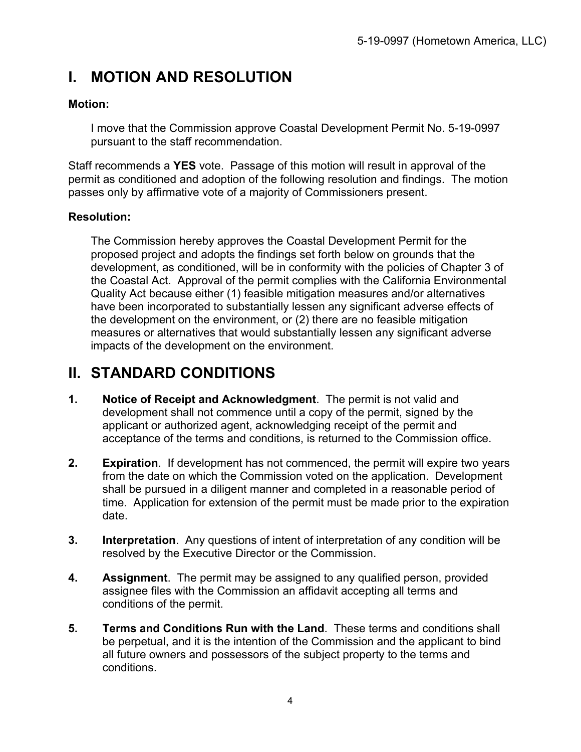# I. MOTION AND RESOLUTION

**Motion:**

> I move that the Commission approve Coastal Development Permit No. 5-19-0997 pursuant to the staff recommendation.

Staff recommends a **YES** vote. Passage of this motion will result in approval of the permit as conditioned and adoption of the following resolution and findings. The motion passes only by affirmative vote of a majority of Commissioners present.

**Resolution:**

> The Commission hereby approves the Coastal Development Permit for the proposed project and adopts the findings set forth below on grounds that the development, as conditioned, will be in conformity with the policies of Chapter 3 of the Coastal Act. Approval of the permit complies with the California Environmental Quality Act because either (1) feasible mitigation measures and/or alternatives have been incorporated to substantially lessen any significant adverse effects of the development on the environment, or (2) there are no feasible mitigation measures or alternatives that would substantially lessen any significant adverse impacts of the development on the environment.

# II. STANDARD CONDITIONS

1. **Notice of Receipt and Acknowledgment**. The permit is not valid and development shall not commence until a copy of the permit, signed by the applicant or authorized agent, acknowledging receipt of the permit and acceptance of the terms and conditions, is returned to the Commission office.

2. **Expiration**. If development has not commenced, the permit will expire two years from the date on which the Commission voted on the application. Development shall be pursued in a diligent manner and completed in a reasonable period of time. Application for extension of the permit must be made prior to the expiration date.

3. **Interpretation**. Any questions of intent of interpretation of any condition will be resolved by the Executive Director or the Commission.

4. **Assignment**. The permit may be assigned to any qualified person, provided assignee files with the Commission an affidavit accepting all terms and conditions of the permit.

5. **Terms and Conditions Run with the Land**. These terms and conditions shall be perpetual, and it is the intention of the Commission and the applicant to bind all future owners and possessors of the subject property to the terms and conditions.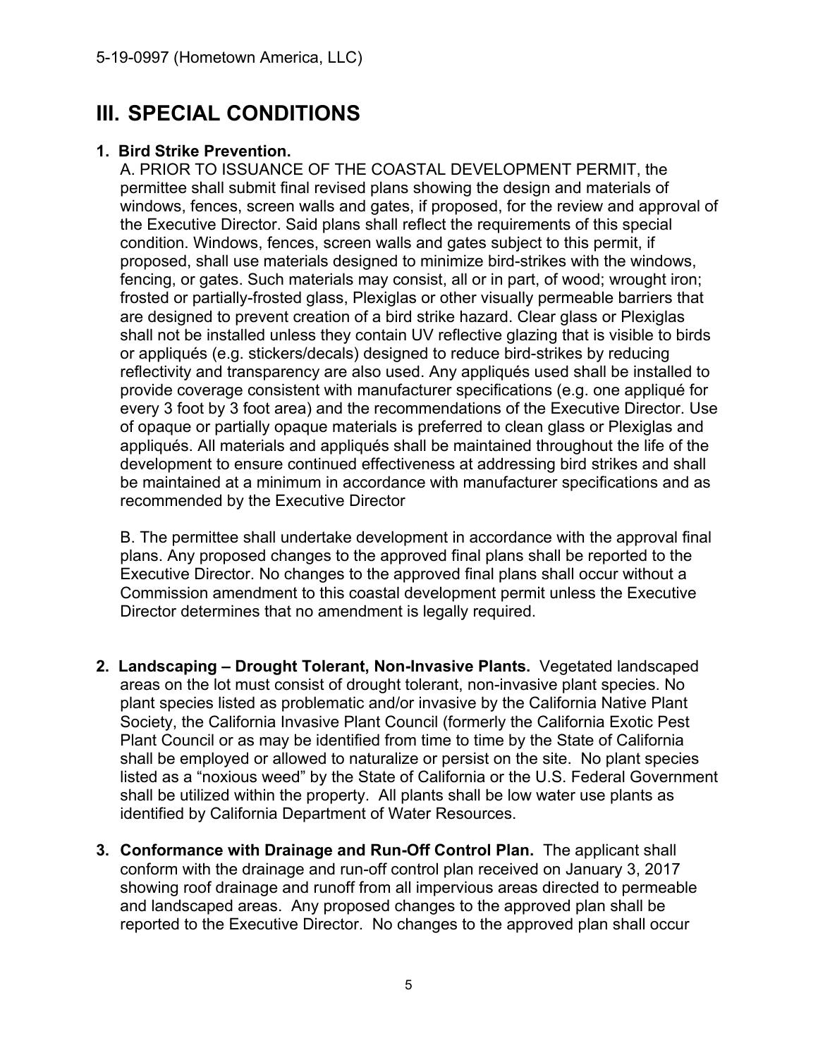# III. SPECIAL CONDITIONS

**1. Bird Strike Prevention.**

A. PRIOR TO ISSUANCE OF THE COASTAL DEVELOPMENT PERMIT, the permittee shall submit final revised plans showing the design and materials of windows, fences, screen walls and gates, if proposed, for the review and approval of the Executive Director. Said plans shall reflect the requirements of this special condition. Windows, fences, screen walls and gates subject to this permit, if proposed, shall use materials designed to minimize bird-strikes with the windows, fencing, or gates. Such materials may consist, all or in part, of wood; wrought iron; frosted or partially-frosted glass, Plexiglas or other visually permeable barriers that are designed to prevent creation of a bird strike hazard. Clear glass or Plexiglas shall not be installed unless they contain UV reflective glazing that is visible to birds or appliqués (e.g. stickers/decals) designed to reduce bird-strikes by reducing reflectivity and transparency are also used. Any appliqués used shall be installed to provide coverage consistent with manufacturer specifications (e.g. one appliqué for every 3 foot by 3 foot area) and the recommendations of the Executive Director. Use of opaque or partially opaque materials is preferred to clean glass or Plexiglas and appliqués. All materials and appliqués shall be maintained throughout the life of the development to ensure continued effectiveness at addressing bird strikes and shall be maintained at a minimum in accordance with manufacturer specifications and as recommended by the Executive Director

B. The permittee shall undertake development in accordance with the approval final plans. Any proposed changes to the approved final plans shall be reported to the Executive Director. No changes to the approved final plans shall occur without a Commission amendment to this coastal development permit unless the Executive Director determines that no amendment is legally required.

**2. Landscaping – Drought Tolerant, Non-Invasive Plants.** Vegetated landscaped areas on the lot must consist of drought tolerant, non-invasive plant species. No plant species listed as problematic and/or invasive by the California Native Plant Society, the California Invasive Plant Council (formerly the California Exotic Pest Plant Council or as may be identified from time to time by the State of California shall be employed or allowed to naturalize or persist on the site. No plant species listed as a "noxious weed" by the State of California or the U.S. Federal Government shall be utilized within the property. All plants shall be low water use plants as identified by California Department of Water Resources.

**3. Conformance with Drainage and Run-Off Control Plan.** The applicant shall conform with the drainage and run-off control plan received on January 3, 2017 showing roof drainage and runoff from all impervious areas directed to permeable and landscaped areas. Any proposed changes to the approved plan shall be reported to the Executive Director. No changes to the approved plan shall occur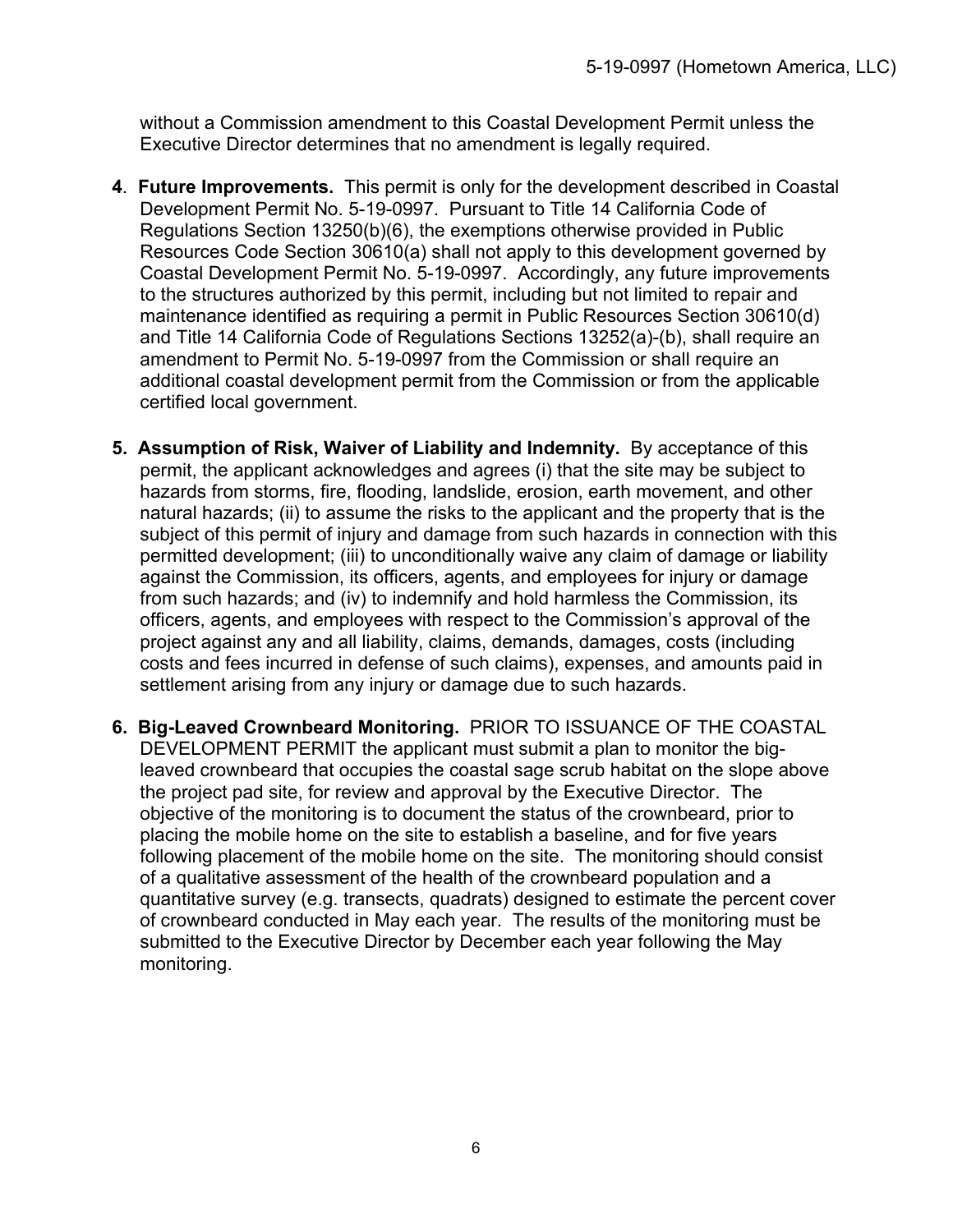without a Commission amendment to this Coastal Development Permit unless the Executive Director determines that no amendment is legally required.

4. **Future Improvements.** This permit is only for the development described in Coastal Development Permit No. 5-19-0997. Pursuant to Title 14 California Code of Regulations Section 13250(b)(6), the exemptions otherwise provided in Public Resources Code Section 30610(a) shall not apply to this development governed by Coastal Development Permit No. 5-19-0997. Accordingly, any future improvements to the structures authorized by this permit, including but not limited to repair and maintenance identified as requiring a permit in Public Resources Section 30610(d) and Title 14 California Code of Regulations Sections 13252(a)-(b), shall require an amendment to Permit No. 5-19-0997 from the Commission or shall require an additional coastal development permit from the Commission or from the applicable certified local government.

5. **Assumption of Risk, Waiver of Liability and Indemnity.** By acceptance of this permit, the applicant acknowledges and agrees (i) that the site may be subject to hazards from storms, fire, flooding, landslide, erosion, earth movement, and other natural hazards; (ii) to assume the risks to the applicant and the property that is the subject of this permit of injury and damage from such hazards in connection with this permitted development; (iii) to unconditionally waive any claim of damage or liability against the Commission, its officers, agents, and employees for injury or damage from such hazards; and (iv) to indemnify and hold harmless the Commission, its officers, agents, and employees with respect to the Commission's approval of the project against any and all liability, claims, demands, damages, costs (including costs and fees incurred in defense of such claims), expenses, and amounts paid in settlement arising from any injury or damage due to such hazards.

6. **Big-Leaved Crownbeard Monitoring.** PRIOR TO ISSUANCE OF THE COASTAL DEVELOPMENT PERMIT the applicant must submit a plan to monitor the big-leaved crownbeard that occupies the coastal sage scrub habitat on the slope above the project pad site, for review and approval by the Executive Director. The objective of the monitoring is to document the status of the crownbeard, prior to placing the mobile home on the site to establish a baseline, and for five years following placement of the mobile home on the site. The monitoring should consist of a qualitative assessment of the health of the crownbeard population and a quantitative survey (e.g. transects, quadrats) designed to estimate the percent cover of crownbeard conducted in May each year. The results of the monitoring must be submitted to the Executive Director by December each year following the May monitoring.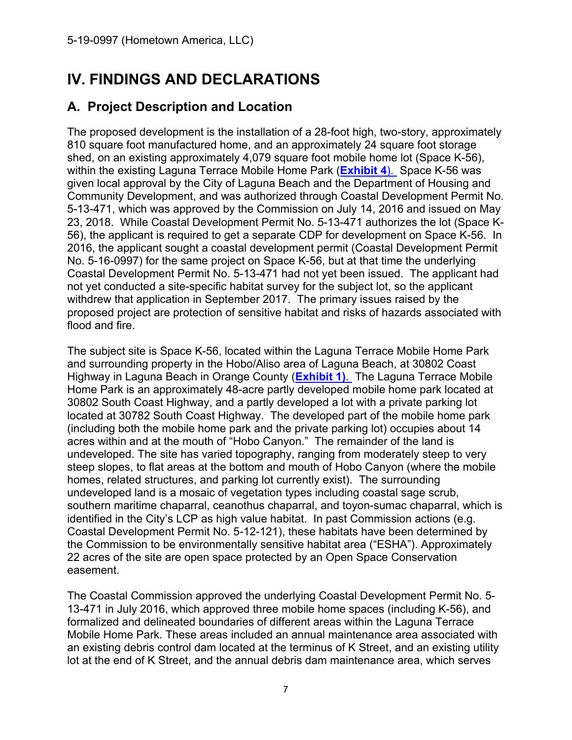# IV. FINDINGS AND DECLARATIONS

## A. Project Description and Location

The proposed development is the installation of a 28-foot high, two-story, approximately 810 square foot manufactured home, and an approximately 24 square foot storage shed, on an existing approximately 4,079 square foot mobile home lot (Space K-56), within the existing Laguna Terrace Mobile Home Park (**Exhibit 4**). Space K-56 was given local approval by the City of Laguna Beach and the Department of Housing and Community Development, and was authorized through Coastal Development Permit No. 5-13-471, which was approved by the Commission on July 14, 2016 and issued on May 23, 2018. While Coastal Development Permit No. 5-13-471 authorizes the lot (Space K-56), the applicant is required to get a separate CDP for development on Space K-56. In 2016, the applicant sought a coastal development permit (Coastal Development Permit No. 5-16-0997) for the same project on Space K-56, but at that time the underlying Coastal Development Permit No. 5-13-471 had not yet been issued. The applicant had not yet conducted a site-specific habitat survey for the subject lot, so the applicant withdrew that application in September 2017. The primary issues raised by the proposed project are protection of sensitive habitat and risks of hazards associated with flood and fire.

The subject site is Space K-56, located within the Laguna Terrace Mobile Home Park and surrounding property in the Hobo/Aliso area of Laguna Beach, at 30802 Coast Highway in Laguna Beach in Orange County (**Exhibit 1**). The Laguna Terrace Mobile Home Park is an approximately 48-acre partly developed mobile home park located at 30802 South Coast Highway, and a partly developed a lot with a private parking lot located at 30782 South Coast Highway. The developed part of the mobile home park (including both the mobile home park and the private parking lot) occupies about 14 acres within and at the mouth of "Hobo Canyon." The remainder of the land is undeveloped. The site has varied topography, ranging from moderately steep to very steep slopes, to flat areas at the bottom and mouth of Hobo Canyon (where the mobile homes, related structures, and parking lot currently exist). The surrounding undeveloped land is a mosaic of vegetation types including coastal sage scrub, southern maritime chaparral, ceanothus chaparral, and toyon-sumac chaparral, which is identified in the City's LCP as high value habitat. In past Commission actions (e.g. Coastal Development Permit No. 5-12-121), these habitats have been determined by the Commission to be environmentally sensitive habitat area ("ESHA"). Approximately 22 acres of the site are open space protected by an Open Space Conservation easement.

The Coastal Commission approved the underlying Coastal Development Permit No. 5-13-471 in July 2016, which approved three mobile home spaces (including K-56), and formalized and delineated boundaries of different areas within the Laguna Terrace Mobile Home Park. These areas included an annual maintenance area associated with an existing debris control dam located at the terminus of K Street, and an existing utility lot at the end of K Street, and the annual debris dam maintenance area, which serves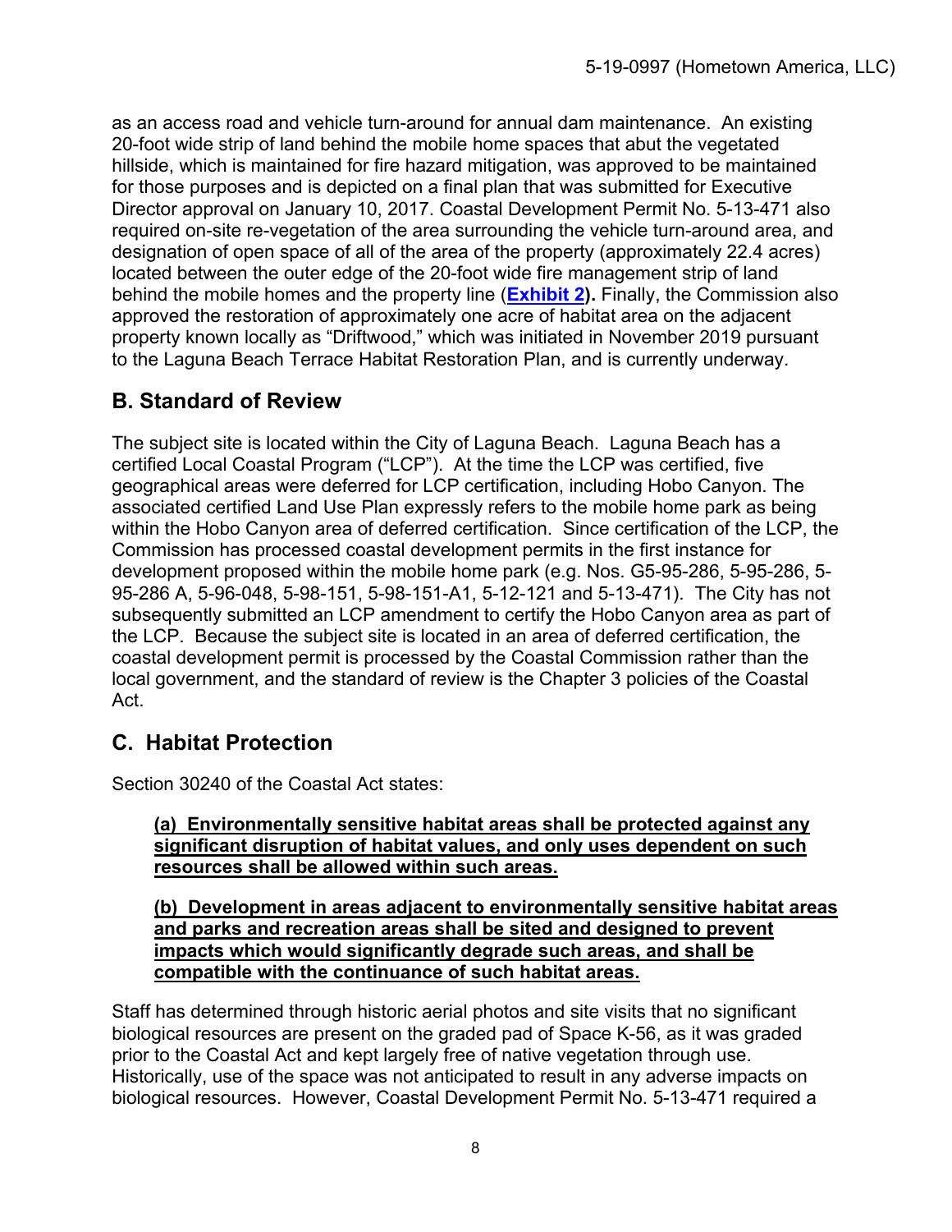as an access road and vehicle turn-around for annual dam maintenance. An existing 20-foot wide strip of land behind the mobile home spaces that abut the vegetated hillside, which is maintained for fire hazard mitigation, was approved to be maintained for those purposes and is depicted on a final plan that was submitted for Executive Director approval on January 10, 2017. Coastal Development Permit No. 5-13-471 also required on-site re-vegetation of the area surrounding the vehicle turn-around area, and designation of open space of all of the area of the property (approximately 22.4 acres) located between the outer edge of the 20-foot wide fire management strip of land behind the mobile homes and the property line (**Exhibit 2**). Finally, the Commission also approved the restoration of approximately one acre of habitat area on the adjacent property known locally as "Driftwood," which was initiated in November 2019 pursuant to the Laguna Beach Terrace Habitat Restoration Plan, and is currently underway.

## B. Standard of Review

The subject site is located within the City of Laguna Beach. Laguna Beach has a certified Local Coastal Program ("LCP"). At the time the LCP was certified, five geographical areas were deferred for LCP certification, including Hobo Canyon. The associated certified Land Use Plan expressly refers to the mobile home park as being within the Hobo Canyon area of deferred certification. Since certification of the LCP, the Commission has processed coastal development permits in the first instance for development proposed within the mobile home park (e.g. Nos. G5-95-286, 5-95-286, 5-95-286 A, 5-96-048, 5-98-151, 5-98-151-A1, 5-12-121 and 5-13-471). The City has not subsequently submitted an LCP amendment to certify the Hobo Canyon area as part of the LCP. Because the subject site is located in an area of deferred certification, the coastal development permit is processed by the Coastal Commission rather than the local government, and the standard of review is the Chapter 3 policies of the Coastal Act.

## C. Habitat Protection

Section 30240 of the Coastal Act states:

> **(a) Environmentally sensitive habitat areas shall be protected against any significant disruption of habitat values, and only uses dependent on such resources shall be allowed within such areas.**
>
> **(b) Development in areas adjacent to environmentally sensitive habitat areas and parks and recreation areas shall be sited and designed to prevent impacts which would significantly degrade such areas, and shall be compatible with the continuance of such habitat areas.**

Staff has determined through historic aerial photos and site visits that no significant biological resources are present on the graded pad of Space K-56, as it was graded prior to the Coastal Act and kept largely free of native vegetation through use. Historically, use of the space was not anticipated to result in any adverse impacts on biological resources. However, Coastal Development Permit No. 5-13-471 required a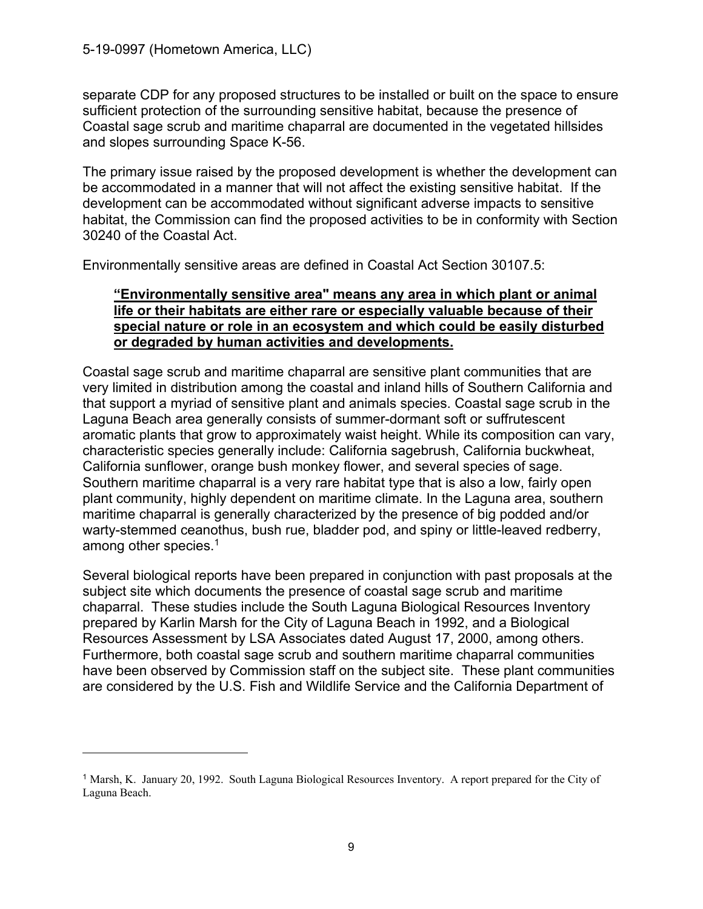separate CDP for any proposed structures to be installed or built on the space to ensure sufficient protection of the surrounding sensitive habitat, because the presence of Coastal sage scrub and maritime chaparral are documented in the vegetated hillsides and slopes surrounding Space K-56.

The primary issue raised by the proposed development is whether the development can be accommodated in a manner that will not affect the existing sensitive habitat. If the development can be accommodated without significant adverse impacts to sensitive habitat, the Commission can find the proposed activities to be in conformity with Section 30240 of the Coastal Act.

Environmentally sensitive areas are defined in Coastal Act Section 30107.5:

> **"Environmentally sensitive area" means any area in which plant or animal life or their habitats are either rare or especially valuable because of their special nature or role in an ecosystem and which could be easily disturbed or degraded by human activities and developments.**

Coastal sage scrub and maritime chaparral are sensitive plant communities that are very limited in distribution among the coastal and inland hills of Southern California and that support a myriad of sensitive plant and animals species. Coastal sage scrub in the Laguna Beach area generally consists of summer-dormant soft or suffrutescent aromatic plants that grow to approximately waist height. While its composition can vary, characteristic species generally include: California sagebrush, California buckwheat, California sunflower, orange bush monkey flower, and several species of sage. Southern maritime chaparral is a very rare habitat type that is also a low, fairly open plant community, highly dependent on maritime climate. In the Laguna area, southern maritime chaparral is generally characterized by the presence of big podded and/or warty-stemmed ceanothus, bush rue, bladder pod, and spiny or little-leaved redberry, among other species.[1]

Several biological reports have been prepared in conjunction with past proposals at the subject site which documents the presence of coastal sage scrub and maritime chaparral. These studies include the South Laguna Biological Resources Inventory prepared by Karlin Marsh for the City of Laguna Beach in 1992, and a Biological Resources Assessment by LSA Associates dated August 17, 2000, among others. Furthermore, both coastal sage scrub and southern maritime chaparral communities have been observed by Commission staff on the subject site. These plant communities are considered by the U.S. Fish and Wildlife Service and the California Department of

---

[1] Marsh, K. January 20, 1992. South Laguna Biological Resources Inventory. A report prepared for the City of Laguna Beach.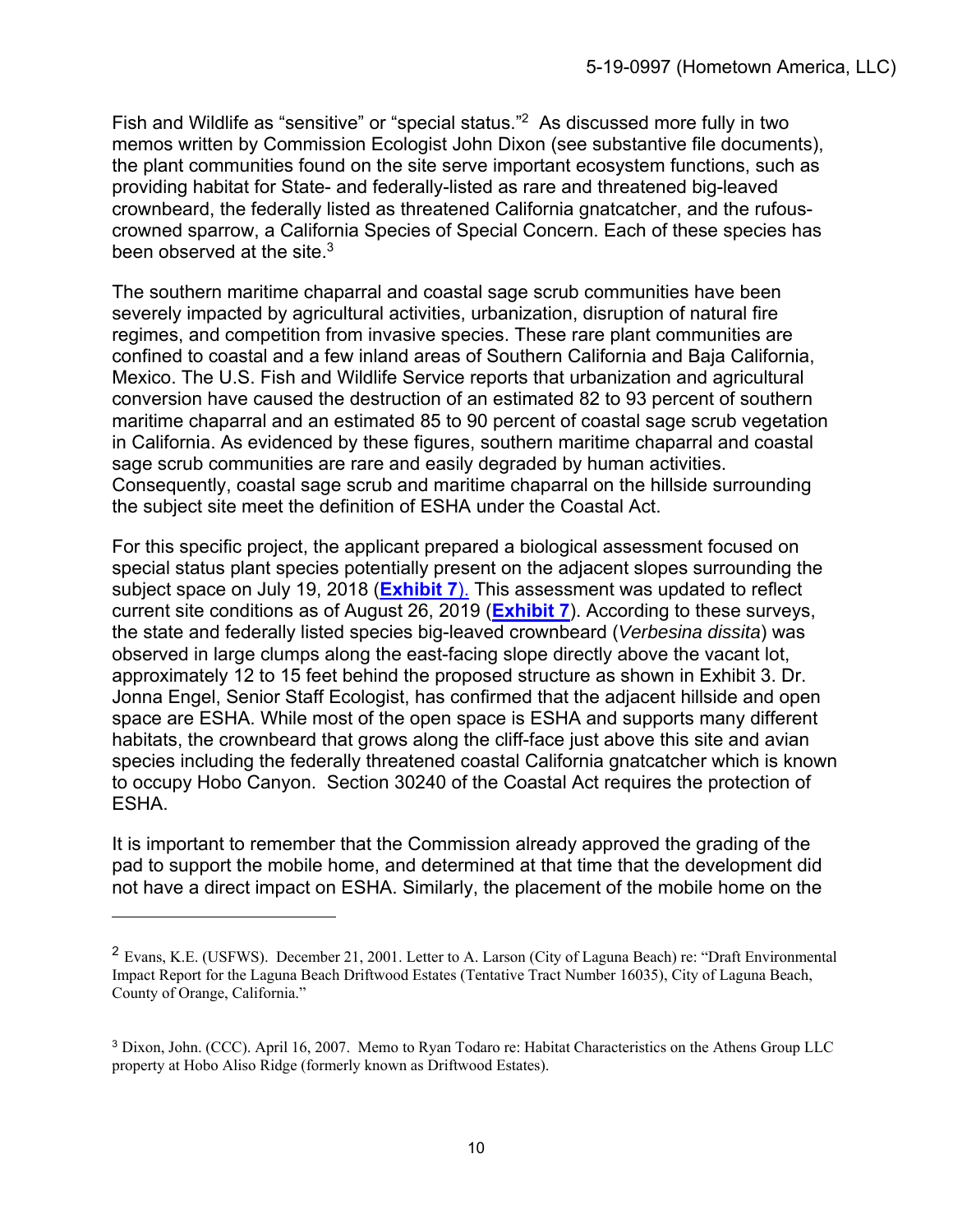Fish and Wildlife as "sensitive" or "special status."[2] As discussed more fully in two memos written by Commission Ecologist John Dixon (see substantive file documents), the plant communities found on the site serve important ecosystem functions, such as providing habitat for State- and federally-listed as rare and threatened big-leaved crownbeard, the federally listed as threatened California gnatcatcher, and the rufous-crowned sparrow, a California Species of Special Concern. Each of these species has been observed at the site.[3]

The southern maritime chaparral and coastal sage scrub communities have been severely impacted by agricultural activities, urbanization, disruption of natural fire regimes, and competition from invasive species. These rare plant communities are confined to coastal and a few inland areas of Southern California and Baja California, Mexico. The U.S. Fish and Wildlife Service reports that urbanization and agricultural conversion have caused the destruction of an estimated 82 to 93 percent of southern maritime chaparral and an estimated 85 to 90 percent of coastal sage scrub vegetation in California. As evidenced by these figures, southern maritime chaparral and coastal sage scrub communities are rare and easily degraded by human activities. Consequently, coastal sage scrub and maritime chaparral on the hillside surrounding the subject site meet the definition of ESHA under the Coastal Act.

For this specific project, the applicant prepared a biological assessment focused on special status plant species potentially present on the adjacent slopes surrounding the subject space on July 19, 2018 (**Exhibit 7**). This assessment was updated to reflect current site conditions as of August 26, 2019 (**Exhibit 7**). According to these surveys, the state and federally listed species big-leaved crownbeard (*Verbesina dissita*) was observed in large clumps along the east-facing slope directly above the vacant lot, approximately 12 to 15 feet behind the proposed structure as shown in Exhibit 3. Dr. Jonna Engel, Senior Staff Ecologist, has confirmed that the adjacent hillside and open space are ESHA. While most of the open space is ESHA and supports many different habitats, the crownbeard that grows along the cliff-face just above this site and avian species including the federally threatened coastal California gnatcatcher which is known to occupy Hobo Canyon. Section 30240 of the Coastal Act requires the protection of ESHA.

It is important to remember that the Commission already approved the grading of the pad to support the mobile home, and determined at that time that the development did not have a direct impact on ESHA. Similarly, the placement of the mobile home on the

---

[2] Evans, K.E. (USFWS). December 21, 2001. Letter to A. Larson (City of Laguna Beach) re: "Draft Environmental Impact Report for the Laguna Beach Driftwood Estates (Tentative Tract Number 16035), City of Laguna Beach, County of Orange, California."

[3] Dixon, John. (CCC). April 16, 2007. Memo to Ryan Todaro re: Habitat Characteristics on the Athens Group LLC property at Hobo Aliso Ridge (formerly known as Driftwood Estates).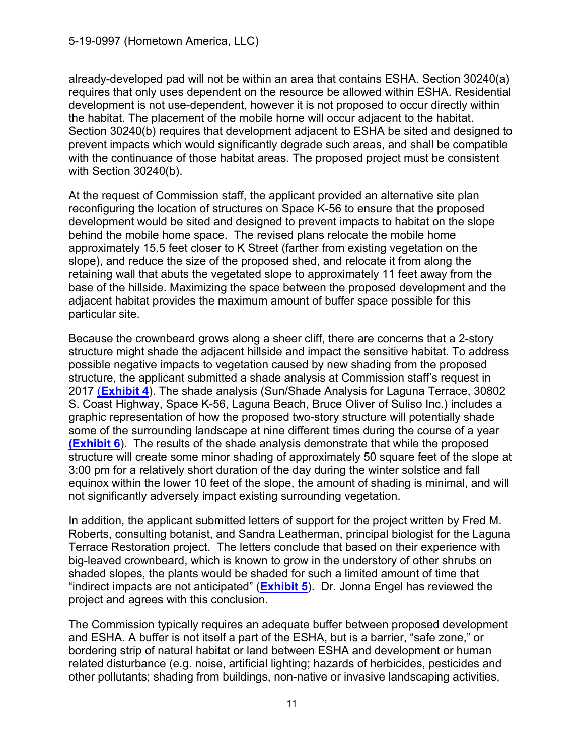already-developed pad will not be within an area that contains ESHA. Section 30240(a) requires that only uses dependent on the resource be allowed within ESHA. Residential development is not use-dependent, however it is not proposed to occur directly within the habitat. The placement of the mobile home will occur adjacent to the habitat. Section 30240(b) requires that development adjacent to ESHA be sited and designed to prevent impacts which would significantly degrade such areas, and shall be compatible with the continuance of those habitat areas. The proposed project must be consistent with Section 30240(b).

At the request of Commission staff, the applicant provided an alternative site plan reconfiguring the location of structures on Space K-56 to ensure that the proposed development would be sited and designed to prevent impacts to habitat on the slope behind the mobile home space. The revised plans relocate the mobile home approximately 15.5 feet closer to K Street (farther from existing vegetation on the slope), and reduce the size of the proposed shed, and relocate it from along the retaining wall that abuts the vegetated slope to approximately 11 feet away from the base of the hillside. Maximizing the space between the proposed development and the adjacent habitat provides the maximum amount of buffer space possible for this particular site.

Because the crownbeard grows along a sheer cliff, there are concerns that a 2-story structure might shade the adjacent hillside and impact the sensitive habitat. To address possible negative impacts to vegetation caused by new shading from the proposed structure, the applicant submitted a shade analysis at Commission staff's request in 2017 (**Exhibit 4**). The shade analysis (Sun/Shade Analysis for Laguna Terrace, 30802 S. Coast Highway, Space K-56, Laguna Beach, Bruce Oliver of Suliso Inc.) includes a graphic representation of how the proposed two-story structure will potentially shade some of the surrounding landscape at nine different times during the course of a year **(Exhibit 6)**. The results of the shade analysis demonstrate that while the proposed structure will create some minor shading of approximately 50 square feet of the slope at 3:00 pm for a relatively short duration of the day during the winter solstice and fall equinox within the lower 10 feet of the slope, the amount of shading is minimal, and will not significantly adversely impact existing surrounding vegetation.

In addition, the applicant submitted letters of support for the project written by Fred M. Roberts, consulting botanist, and Sandra Leatherman, principal biologist for the Laguna Terrace Restoration project. The letters conclude that based on their experience with big-leaved crownbeard, which is known to grow in the understory of other shrubs on shaded slopes, the plants would be shaded for such a limited amount of time that "indirect impacts are not anticipated" (**Exhibit 5**). Dr. Jonna Engel has reviewed the project and agrees with this conclusion.

The Commission typically requires an adequate buffer between proposed development and ESHA. A buffer is not itself a part of the ESHA, but is a barrier, "safe zone," or bordering strip of natural habitat or land between ESHA and development or human related disturbance (e.g. noise, artificial lighting; hazards of herbicides, pesticides and other pollutants; shading from buildings, non-native or invasive landscaping activities,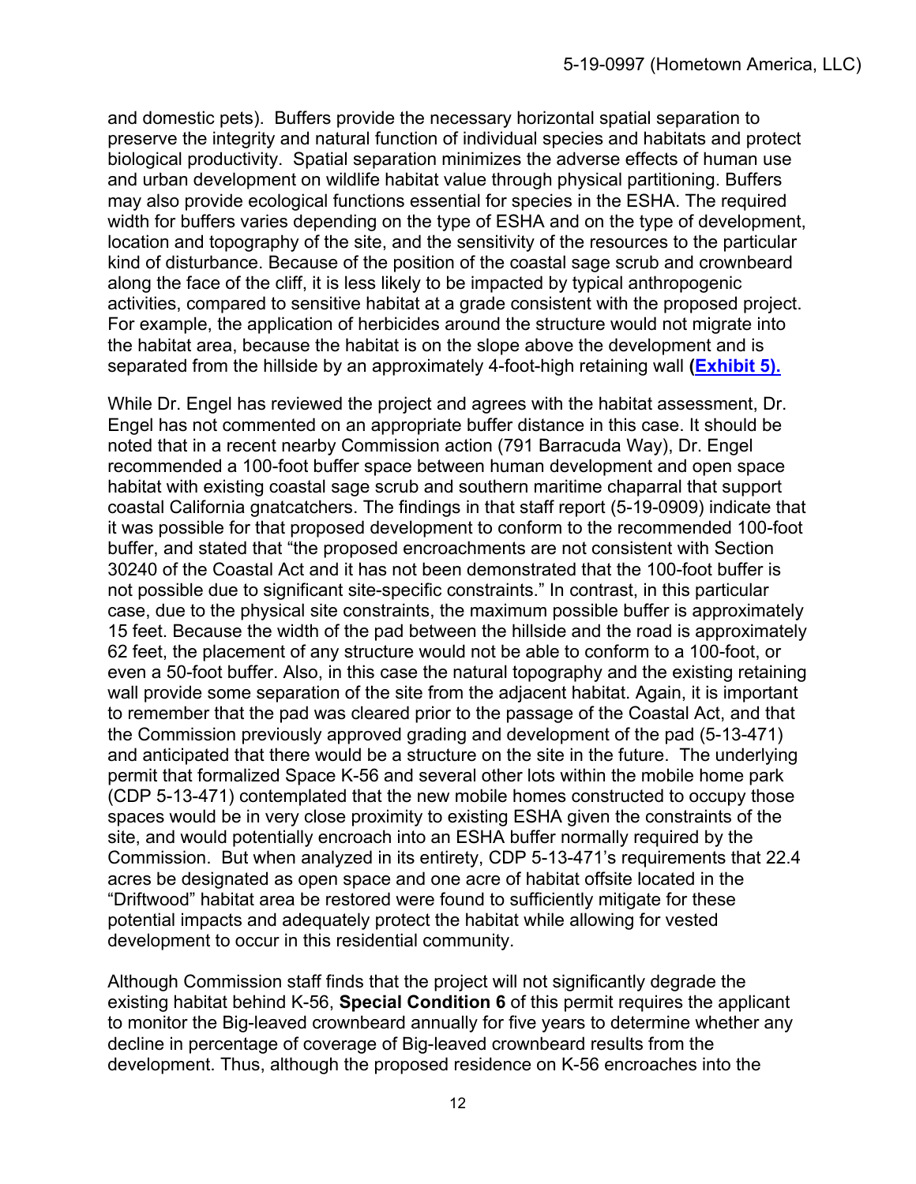and domestic pets). Buffers provide the necessary horizontal spatial separation to preserve the integrity and natural function of individual species and habitats and protect biological productivity. Spatial separation minimizes the adverse effects of human use and urban development on wildlife habitat value through physical partitioning. Buffers may also provide ecological functions essential for species in the ESHA. The required width for buffers varies depending on the type of ESHA and on the type of development, location and topography of the site, and the sensitivity of the resources to the particular kind of disturbance. Because of the position of the coastal sage scrub and crownbeard along the face of the cliff, it is less likely to be impacted by typical anthropogenic activities, compared to sensitive habitat at a grade consistent with the proposed project. For example, the application of herbicides around the structure would not migrate into the habitat area, because the habitat is on the slope above the development and is separated from the hillside by an approximately 4-foot-high retaining wall **(Exhibit 5).**

While Dr. Engel has reviewed the project and agrees with the habitat assessment, Dr. Engel has not commented on an appropriate buffer distance in this case. It should be noted that in a recent nearby Commission action (791 Barracuda Way), Dr. Engel recommended a 100-foot buffer space between human development and open space habitat with existing coastal sage scrub and southern maritime chaparral that support coastal California gnatcatchers. The findings in that staff report (5-19-0909) indicate that it was possible for that proposed development to conform to the recommended 100-foot buffer, and stated that "the proposed encroachments are not consistent with Section 30240 of the Coastal Act and it has not been demonstrated that the 100-foot buffer is not possible due to significant site-specific constraints." In contrast, in this particular case, due to the physical site constraints, the maximum possible buffer is approximately 15 feet. Because the width of the pad between the hillside and the road is approximately 62 feet, the placement of any structure would not be able to conform to a 100-foot, or even a 50-foot buffer. Also, in this case the natural topography and the existing retaining wall provide some separation of the site from the adjacent habitat. Again, it is important to remember that the pad was cleared prior to the passage of the Coastal Act, and that the Commission previously approved grading and development of the pad (5-13-471) and anticipated that there would be a structure on the site in the future. The underlying permit that formalized Space K-56 and several other lots within the mobile home park (CDP 5-13-471) contemplated that the new mobile homes constructed to occupy those spaces would be in very close proximity to existing ESHA given the constraints of the site, and would potentially encroach into an ESHA buffer normally required by the Commission. But when analyzed in its entirety, CDP 5-13-471's requirements that 22.4 acres be designated as open space and one acre of habitat offsite located in the "Driftwood" habitat area be restored were found to sufficiently mitigate for these potential impacts and adequately protect the habitat while allowing for vested development to occur in this residential community.

Although Commission staff finds that the project will not significantly degrade the existing habitat behind K-56, **Special Condition 6** of this permit requires the applicant to monitor the Big-leaved crownbeard annually for five years to determine whether any decline in percentage of coverage of Big-leaved crownbeard results from the development. Thus, although the proposed residence on K-56 encroaches into the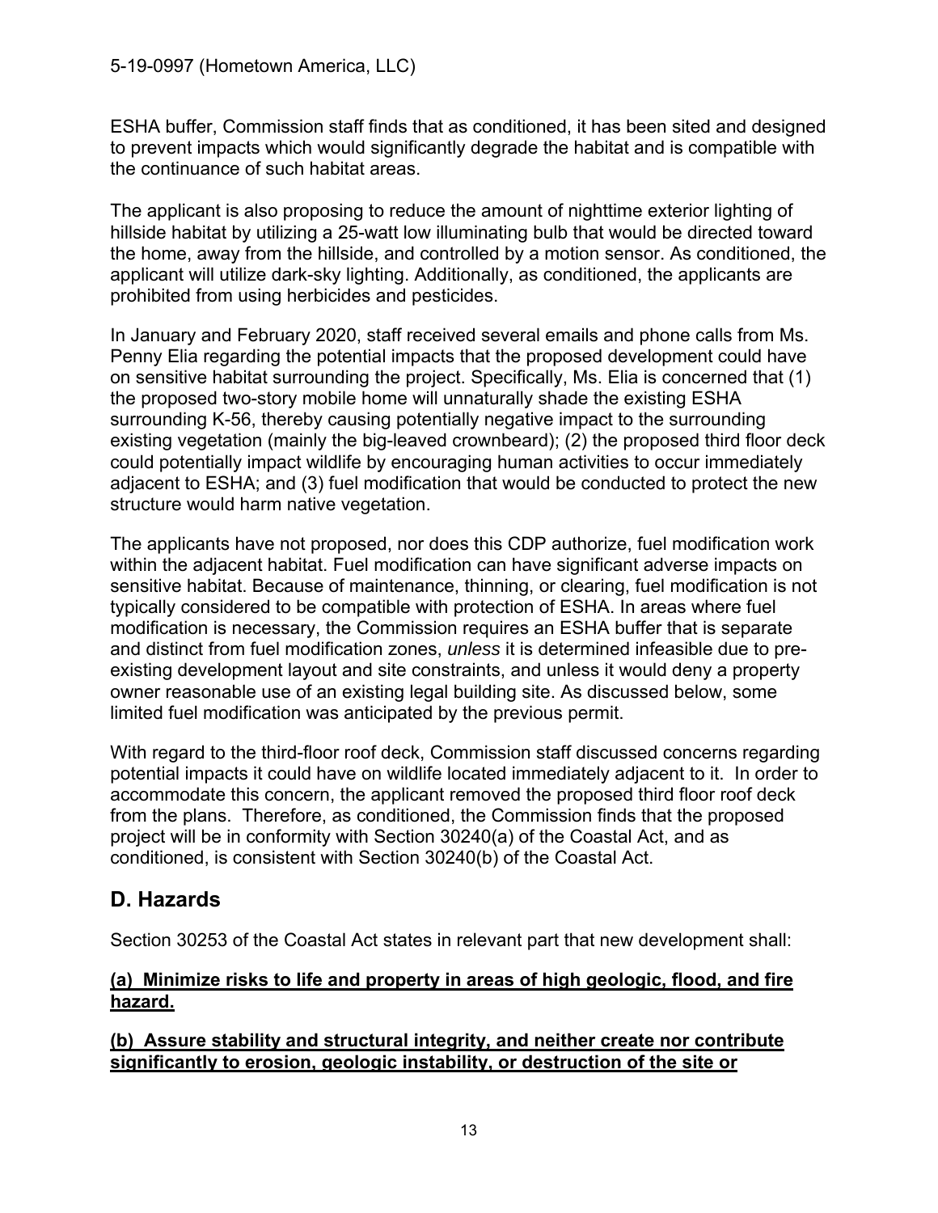ESHA buffer, Commission staff finds that as conditioned, it has been sited and designed to prevent impacts which would significantly degrade the habitat and is compatible with the continuance of such habitat areas.

The applicant is also proposing to reduce the amount of nighttime exterior lighting of hillside habitat by utilizing a 25-watt low illuminating bulb that would be directed toward the home, away from the hillside, and controlled by a motion sensor. As conditioned, the applicant will utilize dark-sky lighting. Additionally, as conditioned, the applicants are prohibited from using herbicides and pesticides.

In January and February 2020, staff received several emails and phone calls from Ms. Penny Elia regarding the potential impacts that the proposed development could have on sensitive habitat surrounding the project. Specifically, Ms. Elia is concerned that (1) the proposed two-story mobile home will unnaturally shade the existing ESHA surrounding K-56, thereby causing potentially negative impact to the surrounding existing vegetation (mainly the big-leaved crownbeard); (2) the proposed third floor deck could potentially impact wildlife by encouraging human activities to occur immediately adjacent to ESHA; and (3) fuel modification that would be conducted to protect the new structure would harm native vegetation.

The applicants have not proposed, nor does this CDP authorize, fuel modification work within the adjacent habitat. Fuel modification can have significant adverse impacts on sensitive habitat. Because of maintenance, thinning, or clearing, fuel modification is not typically considered to be compatible with protection of ESHA. In areas where fuel modification is necessary, the Commission requires an ESHA buffer that is separate and distinct from fuel modification zones, *unless* it is determined infeasible due to pre-existing development layout and site constraints, and unless it would deny a property owner reasonable use of an existing legal building site. As discussed below, some limited fuel modification was anticipated by the previous permit.

With regard to the third-floor roof deck, Commission staff discussed concerns regarding potential impacts it could have on wildlife located immediately adjacent to it. In order to accommodate this concern, the applicant removed the proposed third floor roof deck from the plans. Therefore, as conditioned, the Commission finds that the proposed project will be in conformity with Section 30240(a) of the Coastal Act, and as conditioned, is consistent with Section 30240(b) of the Coastal Act.

## D. Hazards

Section 30253 of the Coastal Act states in relevant part that new development shall:

**(a) Minimize risks to life and property in areas of high geologic, flood, and fire hazard.**

**(b) Assure stability and structural integrity, and neither create nor contribute significantly to erosion, geologic instability, or destruction of the site or**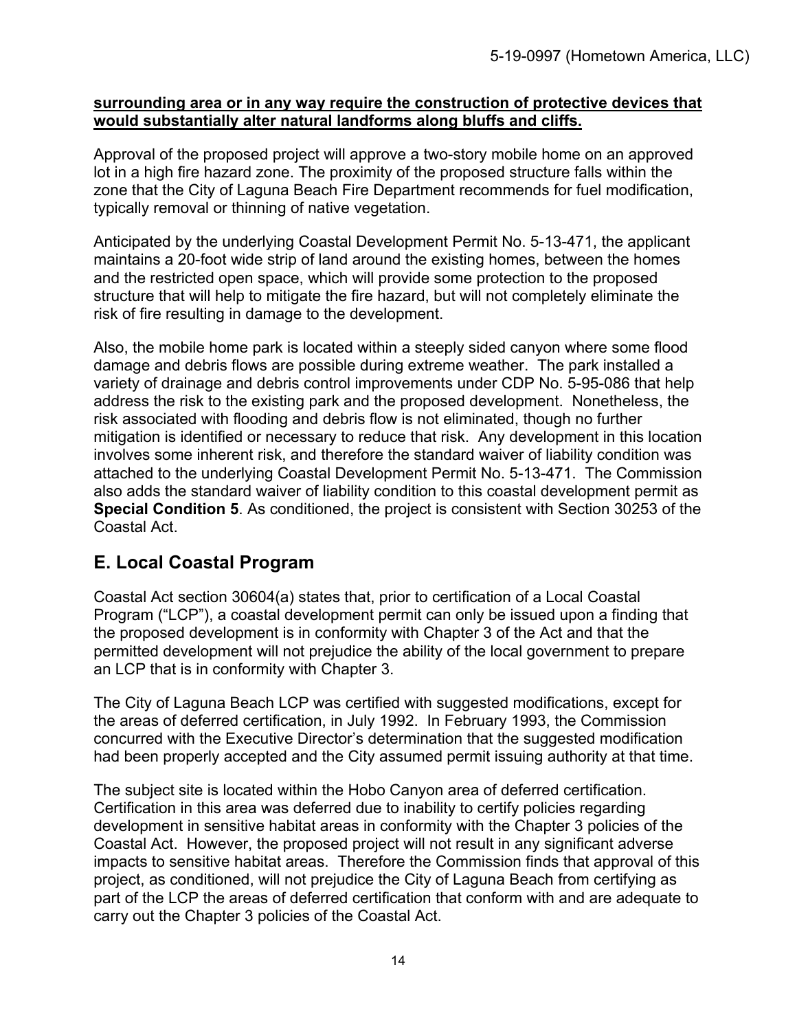**<u>surrounding area or in any way require the construction of protective devices that would substantially alter natural landforms along bluffs and cliffs.</u>**

Approval of the proposed project will approve a two-story mobile home on an approved lot in a high fire hazard zone. The proximity of the proposed structure falls within the zone that the City of Laguna Beach Fire Department recommends for fuel modification, typically removal or thinning of native vegetation.

Anticipated by the underlying Coastal Development Permit No. 5-13-471, the applicant maintains a 20-foot wide strip of land around the existing homes, between the homes and the restricted open space, which will provide some protection to the proposed structure that will help to mitigate the fire hazard, but will not completely eliminate the risk of fire resulting in damage to the development.

Also, the mobile home park is located within a steeply sided canyon where some flood damage and debris flows are possible during extreme weather. The park installed a variety of drainage and debris control improvements under CDP No. 5-95-086 that help address the risk to the existing park and the proposed development. Nonetheless, the risk associated with flooding and debris flow is not eliminated, though no further mitigation is identified or necessary to reduce that risk. Any development in this location involves some inherent risk, and therefore the standard waiver of liability condition was attached to the underlying Coastal Development Permit No. 5-13-471. The Commission also adds the standard waiver of liability condition to this coastal development permit as **Special Condition 5**. As conditioned, the project is consistent with Section 30253 of the Coastal Act.

## E. Local Coastal Program

Coastal Act section 30604(a) states that, prior to certification of a Local Coastal Program ("LCP"), a coastal development permit can only be issued upon a finding that the proposed development is in conformity with Chapter 3 of the Act and that the permitted development will not prejudice the ability of the local government to prepare an LCP that is in conformity with Chapter 3.

The City of Laguna Beach LCP was certified with suggested modifications, except for the areas of deferred certification, in July 1992. In February 1993, the Commission concurred with the Executive Director's determination that the suggested modification had been properly accepted and the City assumed permit issuing authority at that time.

The subject site is located within the Hobo Canyon area of deferred certification. Certification in this area was deferred due to inability to certify policies regarding development in sensitive habitat areas in conformity with the Chapter 3 policies of the Coastal Act. However, the proposed project will not result in any significant adverse impacts to sensitive habitat areas. Therefore the Commission finds that approval of this project, as conditioned, will not prejudice the City of Laguna Beach from certifying as part of the LCP the areas of deferred certification that conform with and are adequate to carry out the Chapter 3 policies of the Coastal Act.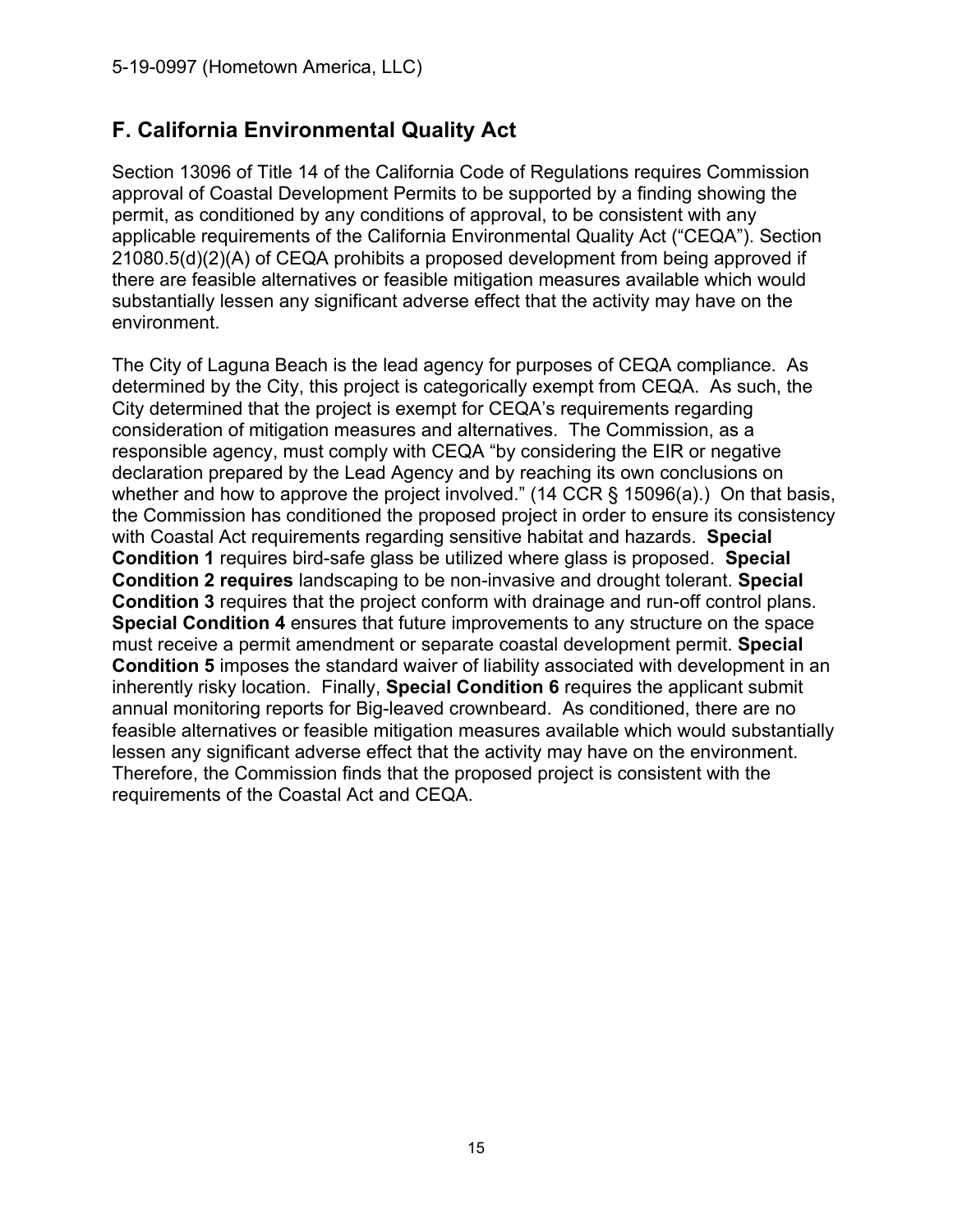## F. California Environmental Quality Act

Section 13096 of Title 14 of the California Code of Regulations requires Commission approval of Coastal Development Permits to be supported by a finding showing the permit, as conditioned by any conditions of approval, to be consistent with any applicable requirements of the California Environmental Quality Act ("CEQA"). Section 21080.5(d)(2)(A) of CEQA prohibits a proposed development from being approved if there are feasible alternatives or feasible mitigation measures available which would substantially lessen any significant adverse effect that the activity may have on the environment.

The City of Laguna Beach is the lead agency for purposes of CEQA compliance. As determined by the City, this project is categorically exempt from CEQA. As such, the City determined that the project is exempt for CEQA's requirements regarding consideration of mitigation measures and alternatives. The Commission, as a responsible agency, must comply with CEQA "by considering the EIR or negative declaration prepared by the Lead Agency and by reaching its own conclusions on whether and how to approve the project involved." (14 CCR § 15096(a).) On that basis, the Commission has conditioned the proposed project in order to ensure its consistency with Coastal Act requirements regarding sensitive habitat and hazards. **Special Condition 1** requires bird-safe glass be utilized where glass is proposed. **Special Condition 2 requires** landscaping to be non-invasive and drought tolerant. **Special Condition 3** requires that the project conform with drainage and run-off control plans. **Special Condition 4** ensures that future improvements to any structure on the space must receive a permit amendment or separate coastal development permit. **Special Condition 5** imposes the standard waiver of liability associated with development in an inherently risky location. Finally, **Special Condition 6** requires the applicant submit annual monitoring reports for Big-leaved crownbeard. As conditioned, there are no feasible alternatives or feasible mitigation measures available which would substantially lessen any significant adverse effect that the activity may have on the environment. Therefore, the Commission finds that the proposed project is consistent with the requirements of the Coastal Act and CEQA.